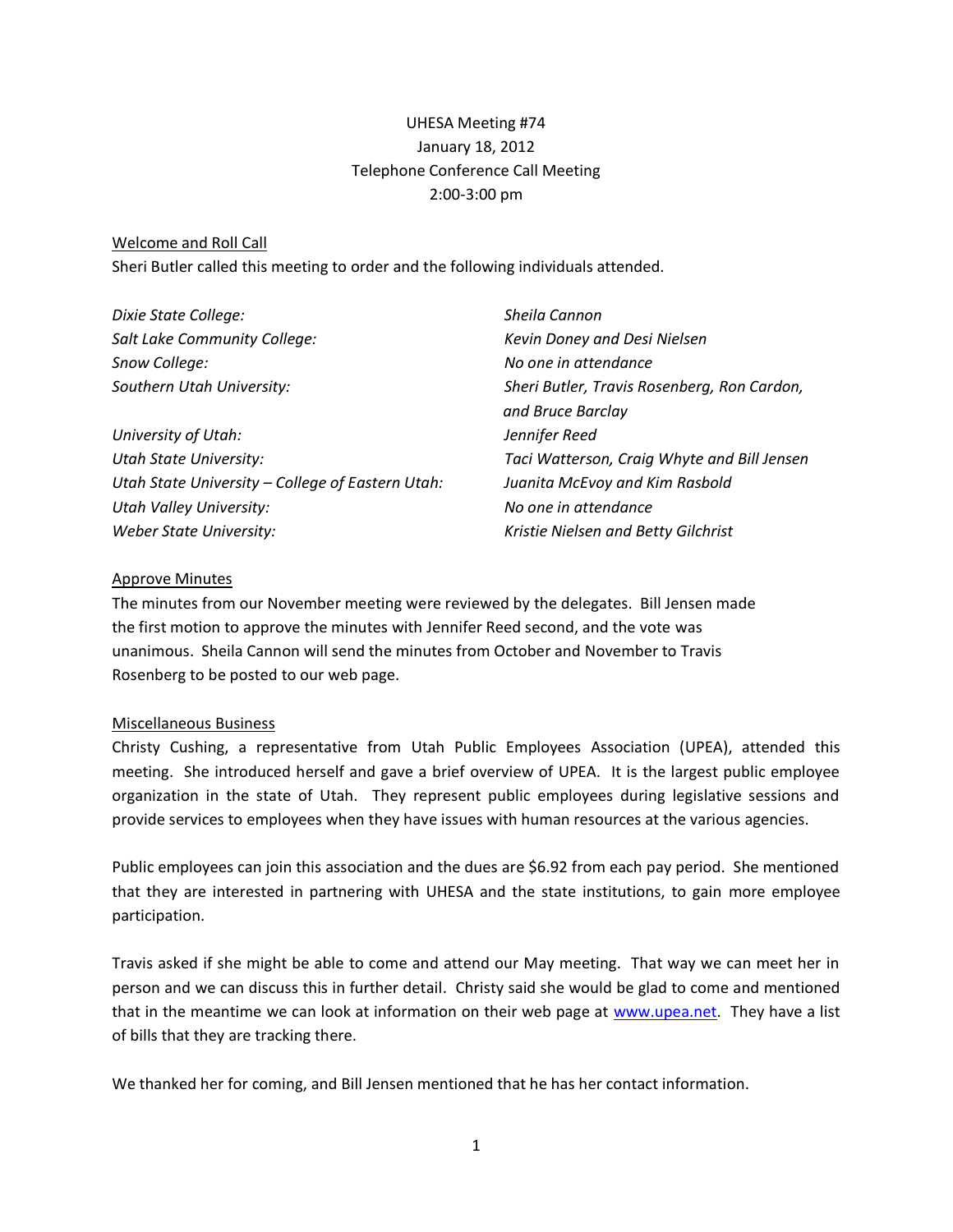UHESA Meeting #74
January 18, 2012
Telephone Conference Call Meeting
2:00-3:00 pm

Welcome and Roll Call

Sheri Butler called this meeting to order and the following individuals attended.

| | |
|---|---|
| *Dixie State College:* | *Sheila Cannon* |
| *Salt Lake Community College:* | *Kevin Doney and Desi Nielsen* |
| *Snow College:* | *No one in attendance* |
| *Southern Utah University:* | *Sheri Butler, Travis Rosenberg, Ron Cardon, and Bruce Barclay* |
| *University of Utah:* | *Jennifer Reed* |
| *Utah State University:* | *Taci Watterson, Craig Whyte and Bill Jensen* |
| *Utah State University – College of Eastern Utah:* | *Juanita McEvoy and Kim Rasbold* |
| *Utah Valley University:* | *No one in attendance* |
| *Weber State University:* | *Kristie Nielsen and Betty Gilchrist* |

Approve Minutes

The minutes from our November meeting were reviewed by the delegates. Bill Jensen made the first motion to approve the minutes with Jennifer Reed second, and the vote was unanimous. Sheila Cannon will send the minutes from October and November to Travis Rosenberg to be posted to our web page.

Miscellaneous Business

Christy Cushing, a representative from Utah Public Employees Association (UPEA), attended this meeting. She introduced herself and gave a brief overview of UPEA. It is the largest public employee organization in the state of Utah. They represent public employees during legislative sessions and provide services to employees when they have issues with human resources at the various agencies.

Public employees can join this association and the dues are $6.92 from each pay period. She mentioned that they are interested in partnering with UHESA and the state institutions, to gain more employee participation.

Travis asked if she might be able to come and attend our May meeting. That way we can meet her in person and we can discuss this in further detail. Christy said she would be glad to come and mentioned that in the meantime we can look at information on their web page at [www.upea.net](http://www.upea.net). They have a list of bills that they are tracking there.

We thanked her for coming, and Bill Jensen mentioned that he has her contact information.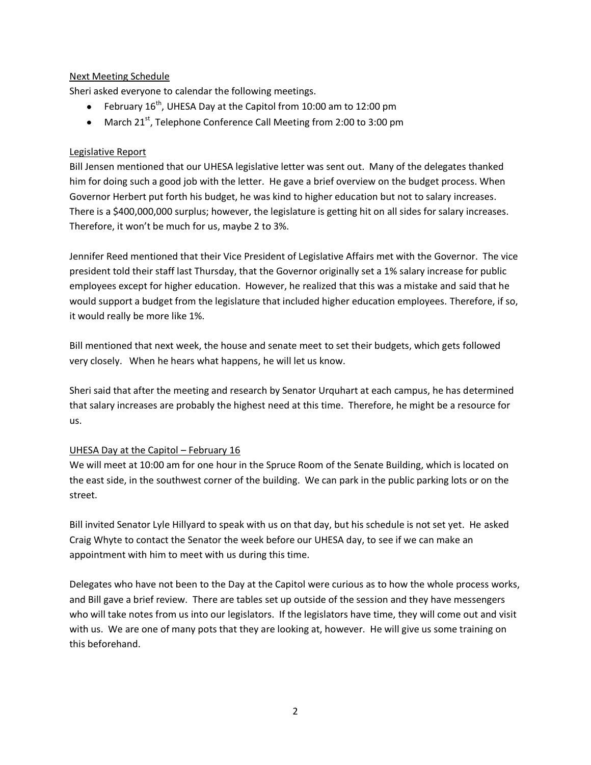Next Meeting Schedule

Sheri asked everyone to calendar the following meetings.

- February 16th, UHESA Day at the Capitol from 10:00 am to 12:00 pm
- March 21st, Telephone Conference Call Meeting from 2:00 to 3:00 pm

Legislative Report

Bill Jensen mentioned that our UHESA legislative letter was sent out. Many of the delegates thanked him for doing such a good job with the letter. He gave a brief overview on the budget process. When Governor Herbert put forth his budget, he was kind to higher education but not to salary increases. There is a $400,000,000 surplus; however, the legislature is getting hit on all sides for salary increases. Therefore, it won't be much for us, maybe 2 to 3%.

Jennifer Reed mentioned that their Vice President of Legislative Affairs met with the Governor. The vice president told their staff last Thursday, that the Governor originally set a 1% salary increase for public employees except for higher education. However, he realized that this was a mistake and said that he would support a budget from the legislature that included higher education employees. Therefore, if so, it would really be more like 1%.

Bill mentioned that next week, the house and senate meet to set their budgets, which gets followed very closely. When he hears what happens, he will let us know.

Sheri said that after the meeting and research by Senator Urquhart at each campus, he has determined that salary increases are probably the highest need at this time. Therefore, he might be a resource for us.

UHESA Day at the Capitol – February 16

We will meet at 10:00 am for one hour in the Spruce Room of the Senate Building, which is located on the east side, in the southwest corner of the building. We can park in the public parking lots or on the street.

Bill invited Senator Lyle Hillyard to speak with us on that day, but his schedule is not set yet. He asked Craig Whyte to contact the Senator the week before our UHESA day, to see if we can make an appointment with him to meet with us during this time.

Delegates who have not been to the Day at the Capitol were curious as to how the whole process works, and Bill gave a brief review. There are tables set up outside of the session and they have messengers who will take notes from us into our legislators. If the legislators have time, they will come out and visit with us. We are one of many pots that they are looking at, however. He will give us some training on this beforehand.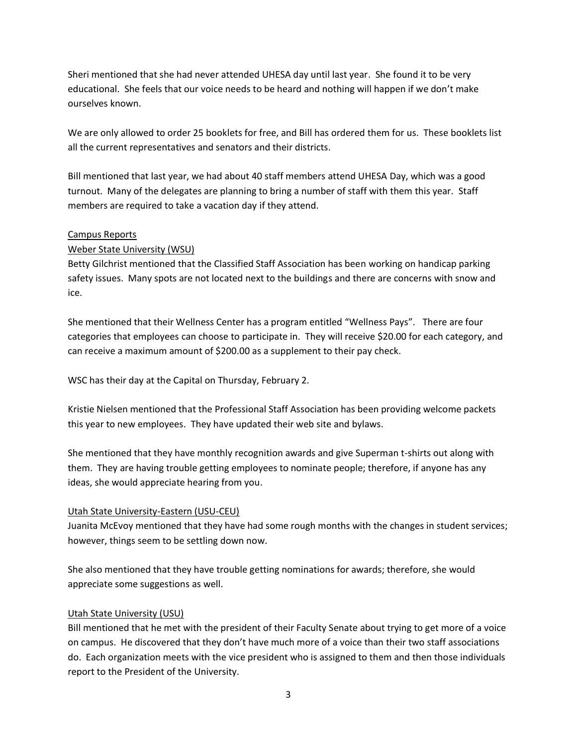Sheri mentioned that she had never attended UHESA day until last year. She found it to be very educational. She feels that our voice needs to be heard and nothing will happen if we don't make ourselves known.

We are only allowed to order 25 booklets for free, and Bill has ordered them for us. These booklets list all the current representatives and senators and their districts.

Bill mentioned that last year, we had about 40 staff members attend UHESA Day, which was a good turnout. Many of the delegates are planning to bring a number of staff with them this year. Staff members are required to take a vacation day if they attend.

<u>Campus Reports</u>

<u>Weber State University (WSU)</u>

Betty Gilchrist mentioned that the Classified Staff Association has been working on handicap parking safety issues. Many spots are not located next to the buildings and there are concerns with snow and ice.

She mentioned that their Wellness Center has a program entitled "Wellness Pays". There are four categories that employees can choose to participate in. They will receive $20.00 for each category, and can receive a maximum amount of $200.00 as a supplement to their pay check.

WSC has their day at the Capital on Thursday, February 2.

Kristie Nielsen mentioned that the Professional Staff Association has been providing welcome packets this year to new employees. They have updated their web site and bylaws.

She mentioned that they have monthly recognition awards and give Superman t-shirts out along with them. They are having trouble getting employees to nominate people; therefore, if anyone has any ideas, she would appreciate hearing from you.

<u>Utah State University-Eastern (USU-CEU)</u>

Juanita McEvoy mentioned that they have had some rough months with the changes in student services; however, things seem to be settling down now.

She also mentioned that they have trouble getting nominations for awards; therefore, she would appreciate some suggestions as well.

<u>Utah State University (USU)</u>

Bill mentioned that he met with the president of their Faculty Senate about trying to get more of a voice on campus. He discovered that they don't have much more of a voice than their two staff associations do. Each organization meets with the vice president who is assigned to them and then those individuals report to the President of the University.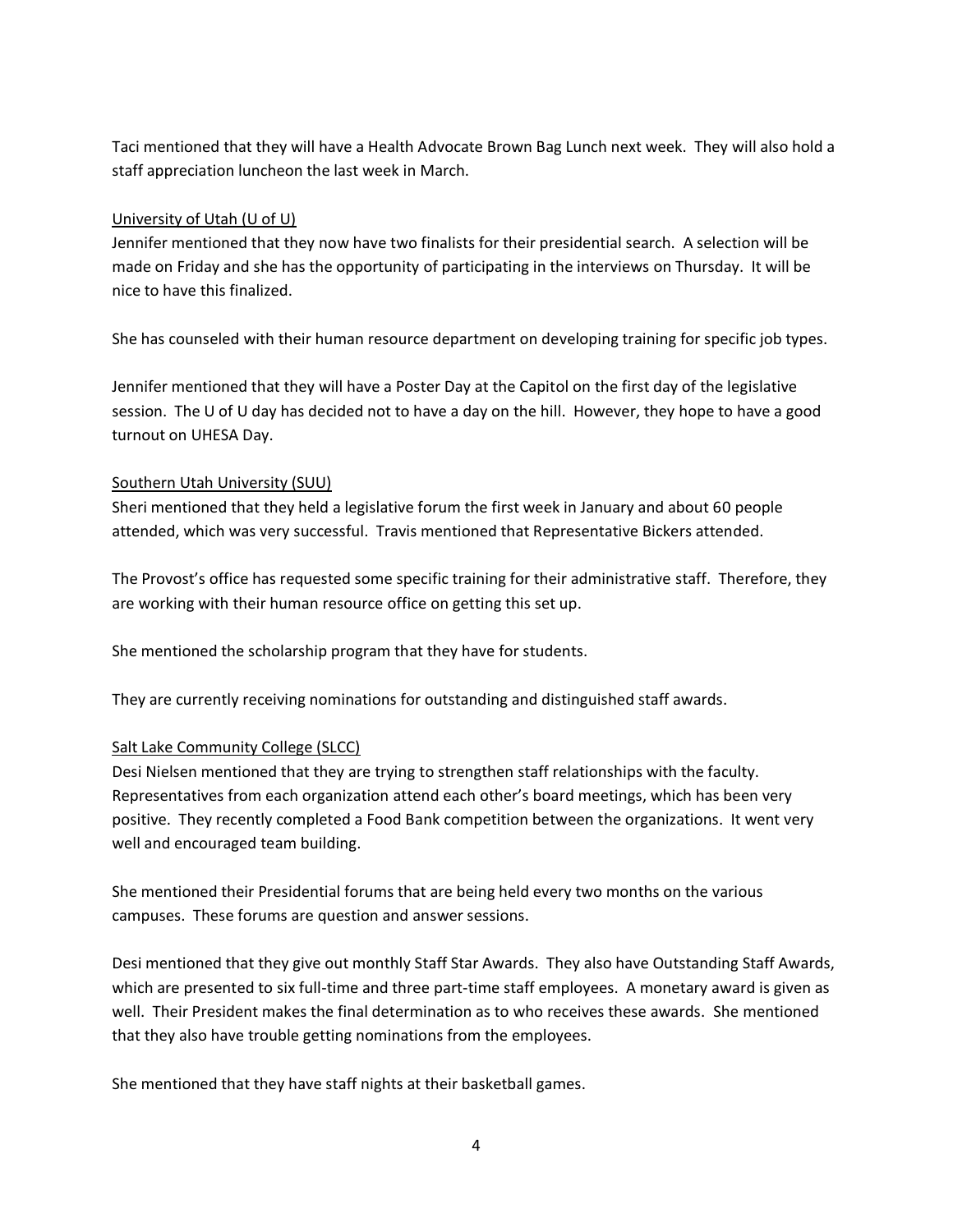Taci mentioned that they will have a Health Advocate Brown Bag Lunch next week. They will also hold a staff appreciation luncheon the last week in March.

<u>University of Utah (U of U)</u>

Jennifer mentioned that they now have two finalists for their presidential search. A selection will be made on Friday and she has the opportunity of participating in the interviews on Thursday. It will be nice to have this finalized.

She has counseled with their human resource department on developing training for specific job types.

Jennifer mentioned that they will have a Poster Day at the Capitol on the first day of the legislative session. The U of U day has decided not to have a day on the hill. However, they hope to have a good turnout on UHESA Day.

<u>Southern Utah University (SUU)</u>

Sheri mentioned that they held a legislative forum the first week in January and about 60 people attended, which was very successful. Travis mentioned that Representative Bickers attended.

The Provost's office has requested some specific training for their administrative staff. Therefore, they are working with their human resource office on getting this set up.

She mentioned the scholarship program that they have for students.

They are currently receiving nominations for outstanding and distinguished staff awards.

<u>Salt Lake Community College (SLCC)</u>

Desi Nielsen mentioned that they are trying to strengthen staff relationships with the faculty. Representatives from each organization attend each other's board meetings, which has been very positive. They recently completed a Food Bank competition between the organizations. It went very well and encouraged team building.

She mentioned their Presidential forums that are being held every two months on the various campuses. These forums are question and answer sessions.

Desi mentioned that they give out monthly Staff Star Awards. They also have Outstanding Staff Awards, which are presented to six full-time and three part-time staff employees. A monetary award is given as well. Their President makes the final determination as to who receives these awards. She mentioned that they also have trouble getting nominations from the employees.

She mentioned that they have staff nights at their basketball games.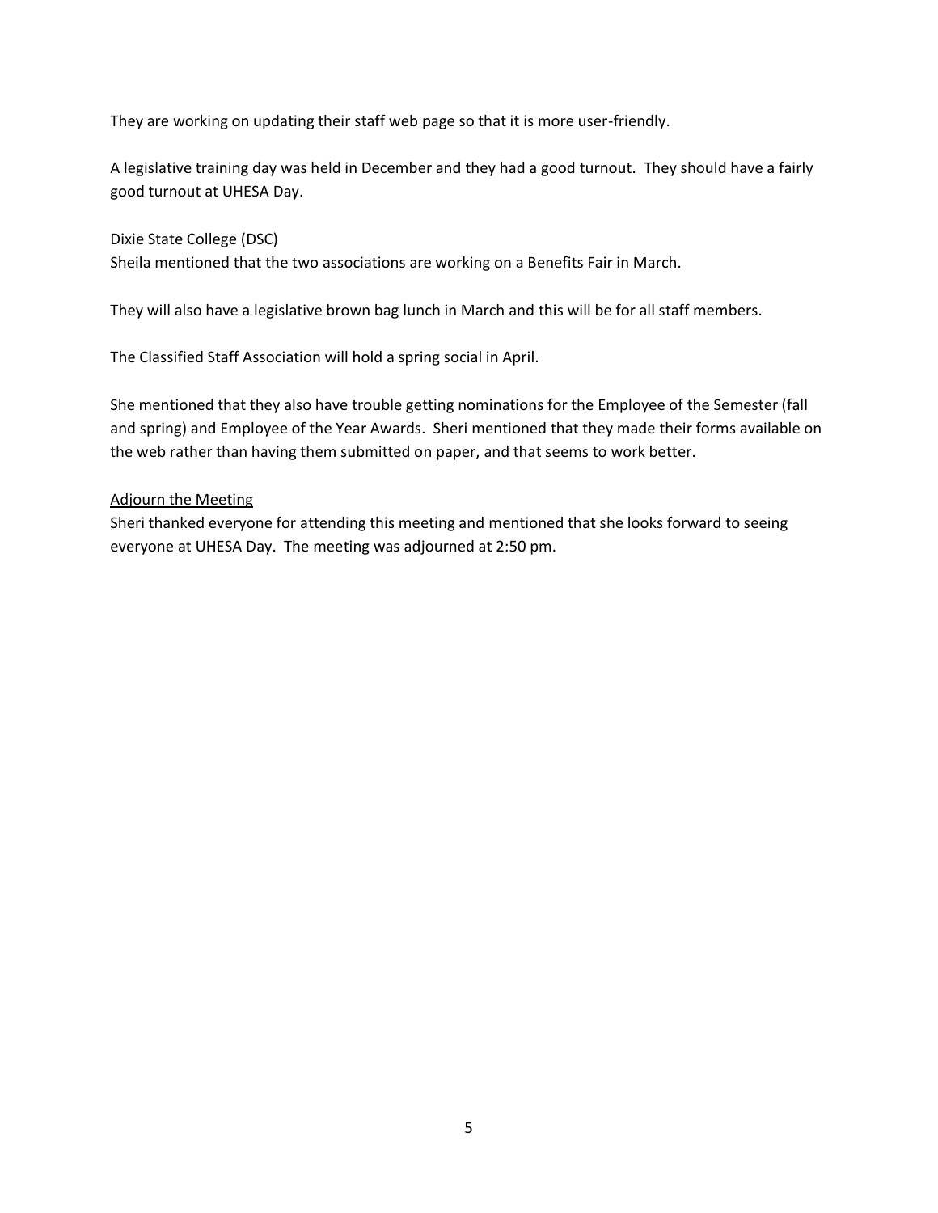They are working on updating their staff web page so that it is more user-friendly.

A legislative training day was held in December and they had a good turnout. They should have a fairly good turnout at UHESA Day.

<u>Dixie State College (DSC)</u>

Sheila mentioned that the two associations are working on a Benefits Fair in March.

They will also have a legislative brown bag lunch in March and this will be for all staff members.

The Classified Staff Association will hold a spring social in April.

She mentioned that they also have trouble getting nominations for the Employee of the Semester (fall and spring) and Employee of the Year Awards. Sheri mentioned that they made their forms available on the web rather than having them submitted on paper, and that seems to work better.

<u>Adjourn the Meeting</u>

Sheri thanked everyone for attending this meeting and mentioned that she looks forward to seeing everyone at UHESA Day. The meeting was adjourned at 2:50 pm.